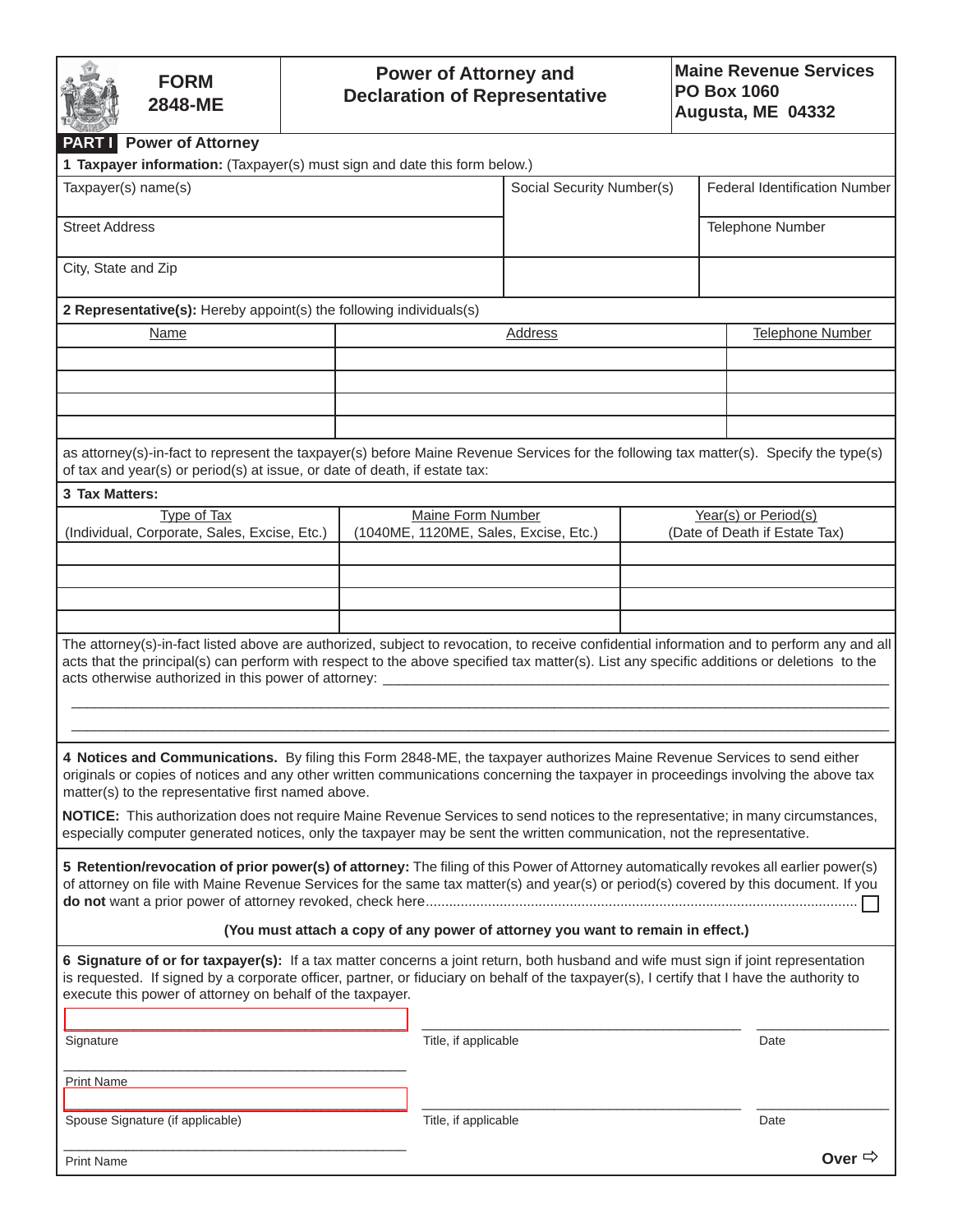# FORM 2848-ME

## Power of Attorney and Declaration of Representative

**Maine Revenue Services**
**PO Box 1060**
**Augusta, ME 04332**

## PART I Power of Attorney

**1 Taxpayer information:** (Taxpayer(s) must sign and date this form below.)

| Taxpayer(s) name(s) | Social Security Number(s) | Federal Identification Number |
|---|---|---|
| Street Address | | Telephone Number |
| City, State and Zip | | |

**2 Representative(s):** Hereby appoint(s) the following individuals(s)

| Name | Address | Telephone Number |
|---|---|---|
| | | |
| | | |
| | | |
| | | |

as attorney(s)-in-fact to represent the taxpayer(s) before Maine Revenue Services for the following tax matter(s). Specify the type(s) of tax and year(s) or period(s) at issue, or date of death, if estate tax:

**3 Tax Matters:**

| Type of Tax (Individual, Corporate, Sales, Excise, Etc.) | Maine Form Number (1040ME, 1120ME, Sales, Excise, Etc.) | Year(s) or Period(s) (Date of Death if Estate Tax) |
|---|---|---|
| | | |
| | | |
| | | |
| | | |

The attorney(s)-in-fact listed above are authorized, subject to revocation, to receive confidential information and to perform any and all acts that the principal(s) can perform with respect to the above specified tax matter(s). List any specific additions or deletions to the acts otherwise authorized in this power of attorney: ______________________________

______________________________

______________________________

**4 Notices and Communications.** By filing this Form 2848-ME, the taxpayer authorizes Maine Revenue Services to send either originals or copies of notices and any other written communications concerning the taxpayer in proceedings involving the above tax matter(s) to the representative first named above.

**NOTICE:** This authorization does not require Maine Revenue Services to send notices to the representative; in many circumstances, especially computer generated notices, only the taxpayer may be sent the written communication, not the representative.

**5 Retention/revocation of prior power(s) of attorney:** The filing of this Power of Attorney automatically revokes all earlier power(s) of attorney on file with Maine Revenue Services for the same tax matter(s) and year(s) or period(s) covered by this document. If you **do not** want a prior power of attorney revoked, check here............................................ ☐

**(You must attach a copy of any power of attorney you want to remain in effect.)**

**6 Signature of or for taxpayer(s):** If a tax matter concerns a joint return, both husband and wife must sign if joint representation is requested. If signed by a corporate officer, partner, or fiduciary on behalf of the taxpayer(s), I certify that I have the authority to execute this power of attorney on behalf of the taxpayer.

______________________ ______________________ ____________
Signature Title, if applicable Date

______________________
Print Name

______________________ ______________________ ____________
Spouse Signature (if applicable) Title, if applicable Date

______________________
Print Name

**Over ⇨**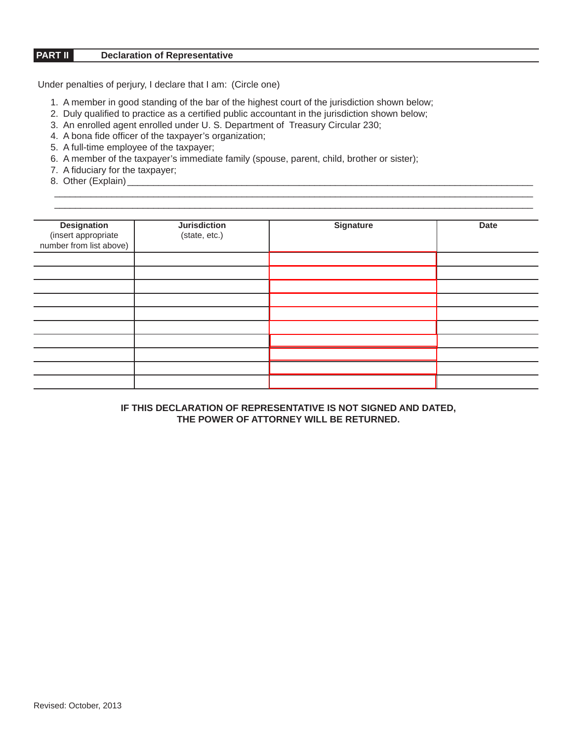## PART II Declaration of Representative

Under penalties of perjury, I declare that I am: (Circle one)

1. A member in good standing of the bar of the highest court of the jurisdiction shown below;
2. Duly qualified to practice as a certified public accountant in the jurisdiction shown below;
3. An enrolled agent enrolled under U. S. Department of Treasury Circular 230;
4. A bona fide officer of the taxpayer's organization;
5. A full-time employee of the taxpayer;
6. A member of the taxpayer's immediate family (spouse, parent, child, brother or sister);
7. A fiduciary for the taxpayer;
8. Other (Explain)\_\_\_\_\_\_\_\_\_\_\_\_\_\_\_\_\_\_\_\_\_\_\_\_\_\_\_\_\_\_\_\_\_\_\_\_\_\_\_\_\_\_\_\_\_\_\_\_\_\_\_\_\_\_\_\_\_\_\_\_\_\_\_\_\_\_\_\_\_\_\_\_

\_\_\_\_\_\_\_\_\_\_\_\_\_\_\_\_\_\_\_\_\_\_\_\_\_\_\_\_\_\_\_\_\_\_\_\_\_\_\_\_\_\_\_\_\_\_\_\_\_\_\_\_\_\_\_\_\_\_\_\_\_\_\_\_\_\_\_\_\_\_\_\_\_\_\_\_\_\_\_\_\_\_\_\_\_\_

\_\_\_\_\_\_\_\_\_\_\_\_\_\_\_\_\_\_\_\_\_\_\_\_\_\_\_\_\_\_\_\_\_\_\_\_\_\_\_\_\_\_\_\_\_\_\_\_\_\_\_\_\_\_\_\_\_\_\_\_\_\_\_\_\_\_\_\_\_\_\_\_\_\_\_\_\_\_\_\_\_\_\_\_\_\_

| **Designation** (insert appropriate number from list above) | **Jurisdiction** (state, etc.) | **Signature** | **Date** |
|---|---|---|---|
| | | | |
| | | | |
| | | | |
| | | | |
| | | | |
| | | | |
| | | | |
| | | | |
| | | | |
| | | | |

**IF THIS DECLARATION OF REPRESENTATIVE IS NOT SIGNED AND DATED, THE POWER OF ATTORNEY WILL BE RETURNED.**

Revised: October, 2013